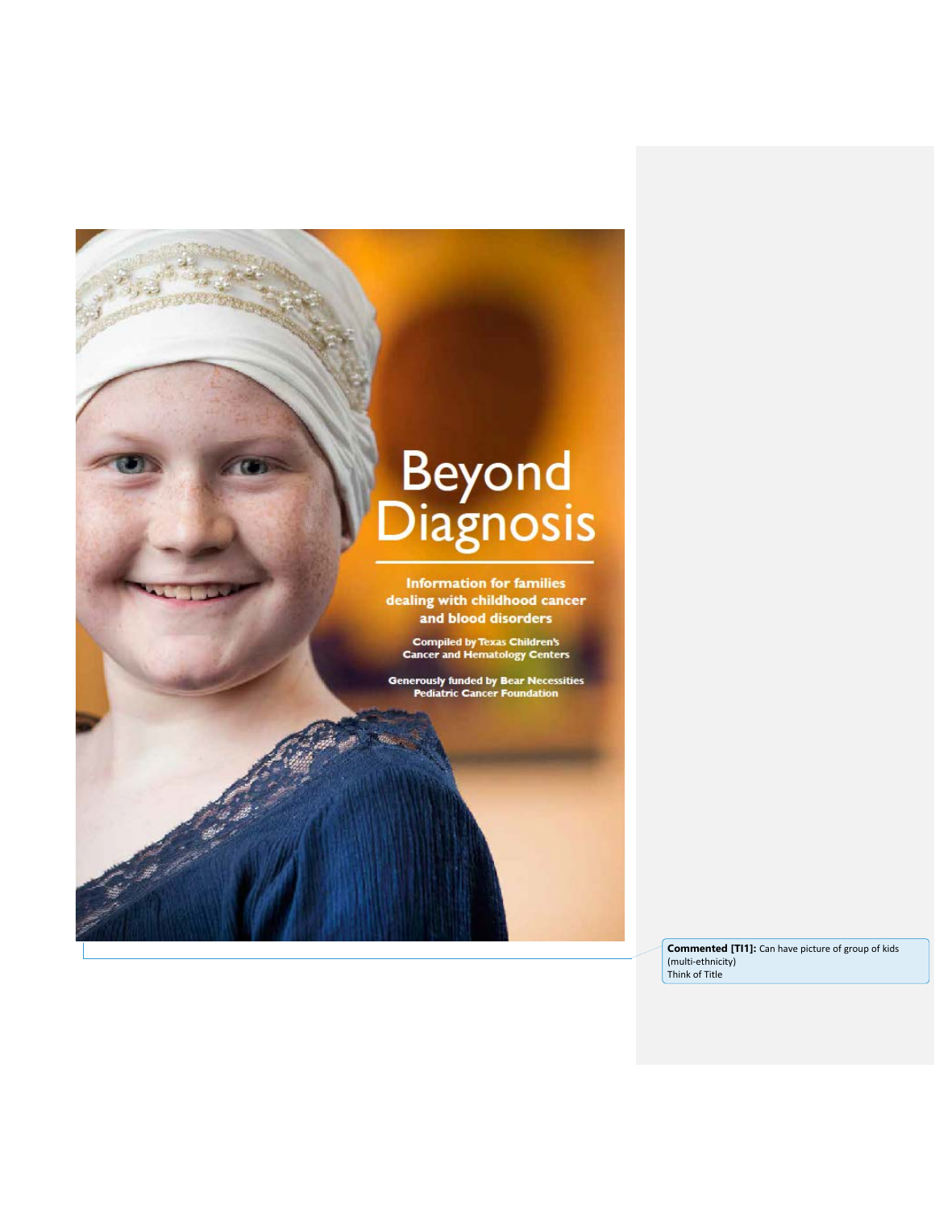# Beyond Diagnosis

**Information for families dealing with childhood cancer and blood disorders**

**Compiled by Texas Children's Cancer and Hematology Centers**

**Generously funded by Bear Necessities Pediatric Cancer Foundation**

**Commented [TI1]:** Can have picture of group of kids (multi-ethnicity)
Think of Title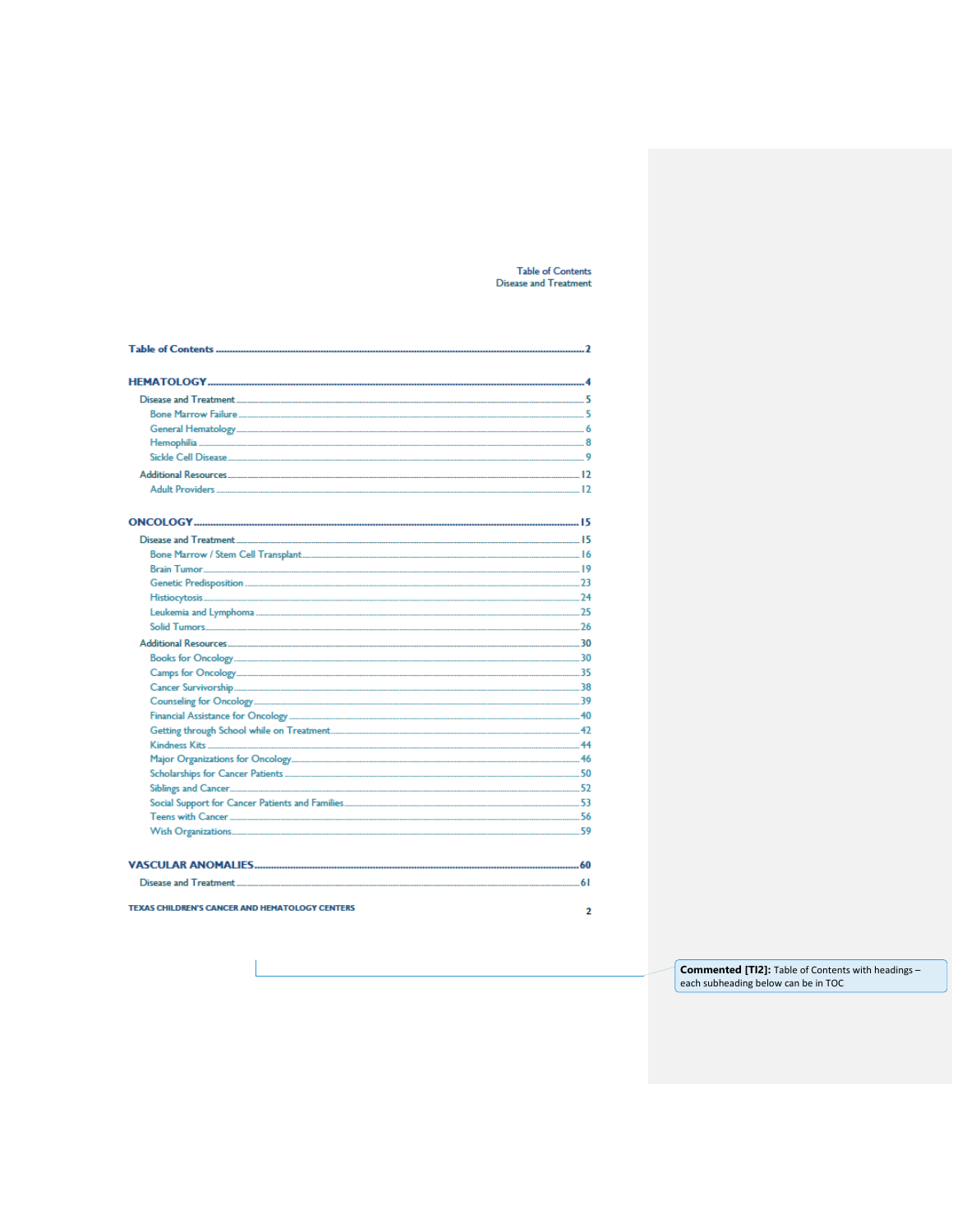# Table of Contents

Table of Contents ....... 2

**HEMATOLOGY** ....... 4

- Disease and Treatment ....... 5
  - Bone Marrow Failure ....... 5
  - General Hematology ....... 6
  - Hemophilia ....... 8
  - Sickle Cell Disease ....... 9
- Additional Resources ....... 12
  - Adult Providers ....... 12

**ONCOLOGY** ....... 15

- Disease and Treatment ....... 15
  - Bone Marrow / Stem Cell Transplant ....... 16
  - Brain Tumor ....... 19
  - Genetic Predisposition ....... 23
  - Histiocytosis ....... 24
  - Leukemia and Lymphoma ....... 25
  - Solid Tumors ....... 26
- Additional Resources ....... 30
  - Books for Oncology ....... 30
  - Camps for Oncology ....... 35
  - Cancer Survivorship ....... 38
  - Counseling for Oncology ....... 39
  - Financial Assistance for Oncology ....... 40
  - Getting through School while on Treatment ....... 42
  - Kindness Kits ....... 44
  - Major Organizations for Oncology ....... 46
  - Scholarships for Cancer Patients ....... 50
  - Siblings and Cancer ....... 52
  - Social Support for Cancer Patients and Families ....... 53
  - Teens with Cancer ....... 56
  - Wish Organizations ....... 59

**VASCULAR ANOMALIES** ....... 60

- Disease and Treatment ....... 61

TEXAS CHILDREN'S CANCER AND HEMATOLOGY CENTERS

**Commented [TI2]:** Table of Contents with headings – each subheading below can be in TOC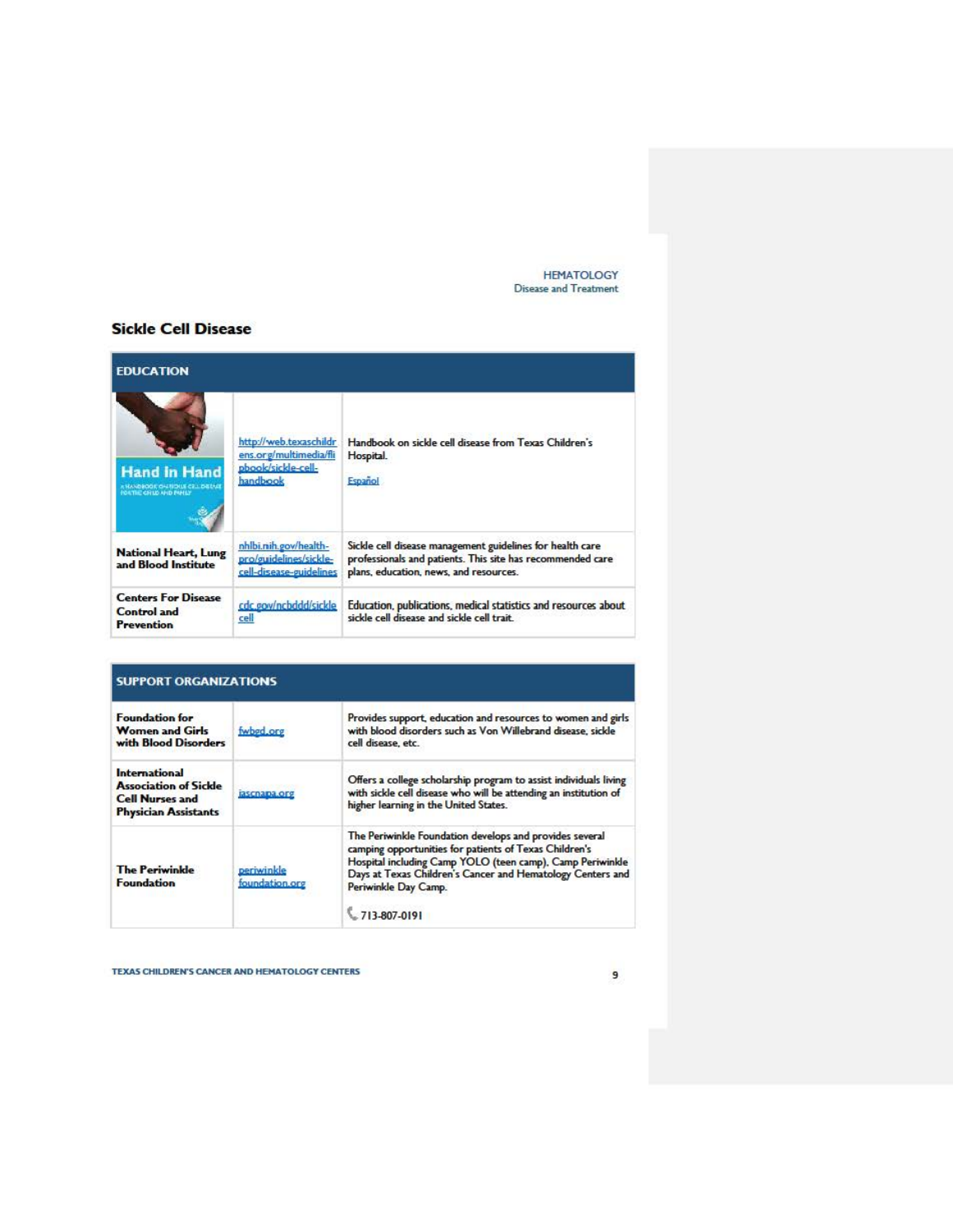## Sickle Cell Disease

| EDUCATION | | |
|---|---|---|
| Hand In Hand — A Handbook on Sickle Cell Disease for the Child and Family | http://web.texaschildrens.org/multimedia/flipbook/sickle-cell-handbook | Handbook on sickle cell disease from Texas Children's Hospital. Español |
| **National Heart, Lung and Blood Institute** | nhlbi.nih.gov/health-pro/guidelines/sickle-cell-disease-guidelines | Sickle cell disease management guidelines for health care professionals and patients. This site has recommended care plans, education, news, and resources. |
| **Centers For Disease Control and Prevention** | cdc.gov/ncbddd/sicklecell | Education, publications, medical statistics and resources about sickle cell disease and sickle cell trait. |

| SUPPORT ORGANIZATIONS | | |
|---|---|---|
| **Foundation for Women and Girls with Blood Disorders** | fwgbd.org | Provides support, education and resources to women and girls with blood disorders such as Von Willebrand disease, sickle cell disease, etc. |
| **International Association of Sickle Cell Nurses and Physician Assistants** | iascnapa.org | Offers a college scholarship program to assist individuals living with sickle cell disease who will be attending an institution of higher learning in the United States. |
| **The Periwinkle Foundation** | periwinklefoundation.org | The Periwinkle Foundation develops and provides several camping opportunities for patients of Texas Children's Hospital including Camp YOLO (teen camp), Camp Periwinkle Days at Texas Children's Cancer and Hematology Centers and Periwinkle Day Camp. 713-807-0191 |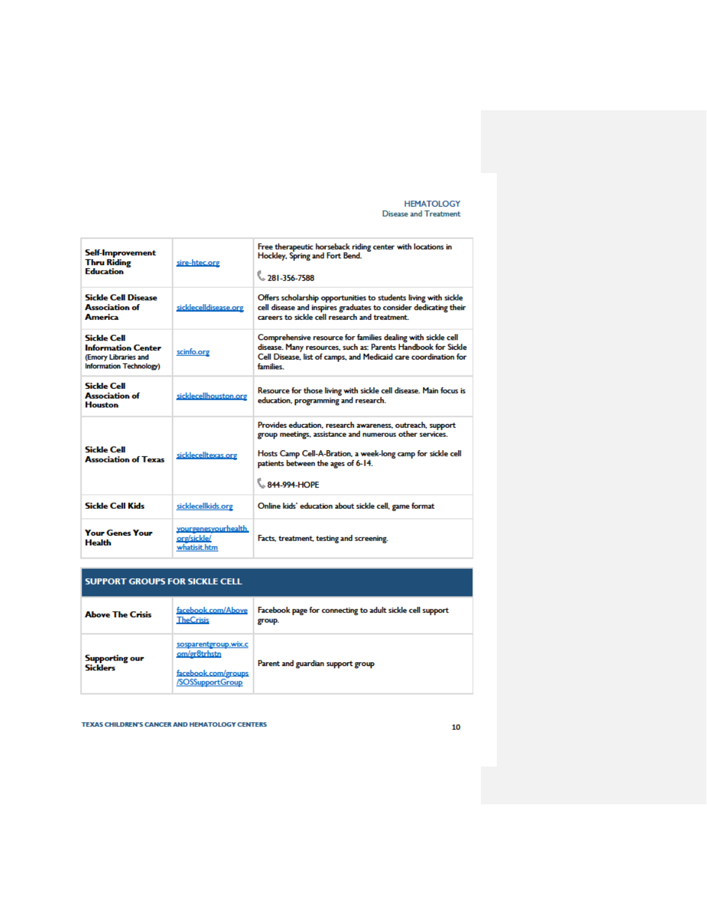| | | |
|---|---|---|
| **Self-Improvement Thru Riding Education** | sire-htec.org | Free therapeutic horseback riding center with locations in Hockley, Spring and Fort Bend.<br><br>281-356-7588 |
| **Sickle Cell Disease Association of America** | sicklecelldisease.org | Offers scholarship opportunities to students living with sickle cell disease and inspires graduates to consider dedicating their careers to sickle cell research and treatment. |
| **Sickle Cell Information Center** (Emory Libraries and Information Technology) | scinfo.org | Comprehensive resource for families dealing with sickle cell disease. Many resources, such as: Parents Handbook for Sickle Cell Disease, list of camps, and Medicaid care coordination for families. |
| **Sickle Cell Association of Houston** | sicklecellhouston.org | Resource for those living with sickle cell disease. Main focus is education, programming and research. |
| **Sickle Cell Association of Texas** | sicklecelltexas.org | Provides education, research awareness, outreach, support group meetings, assistance and numerous other services.<br><br>Hosts Camp Cell-A-Bration, a week-long camp for sickle cell patients between the ages of 6-14.<br><br>844-994-HOPE |
| **Sickle Cell Kids** | sicklecellkids.org | Online kids' education about sickle cell, game format |
| **Your Genes Your Health** | yourgenesyourhealth.org/sickle/whatisit.htm | Facts, treatment, testing and screening. |

| SUPPORT GROUPS FOR SICKLE CELL | | |
|---|---|---|
| **Above The Crisis** | facebook.com/AboveTheCrisis | Facebook page for connecting to adult sickle cell support group. |
| **Supporting our Sicklers** | sosparentgroup.wix.com/gr8trhstn<br><br>facebook.com/groups/SOSSupportGroup | Parent and guardian support group |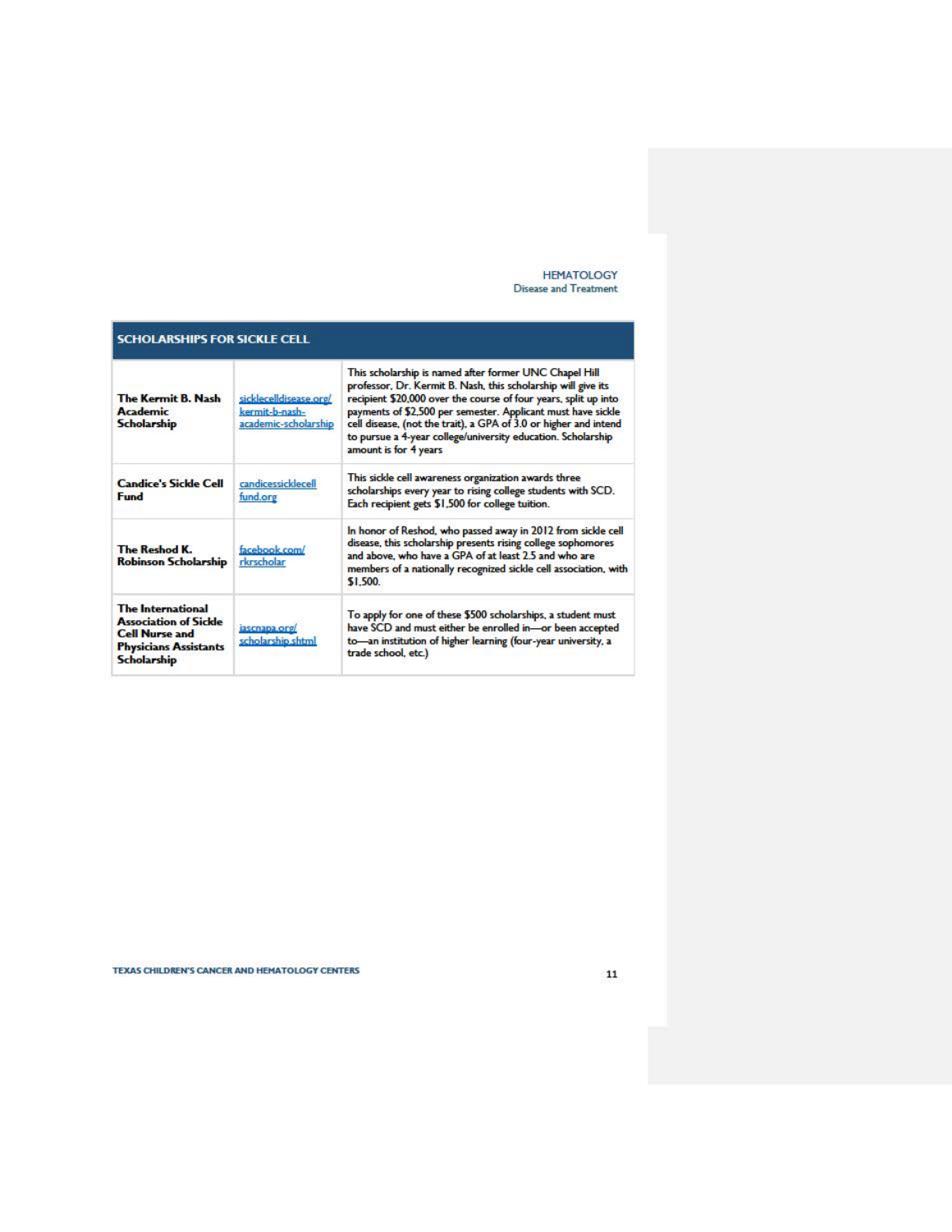| SCHOLARSHIPS FOR SICKLE CELL | | |
|---|---|---|
| **The Kermit B. Nash Academic Scholarship** | sicklecelldisease.org/kermit-b-nash-academic-scholarship | This scholarship is named after former UNC Chapel Hill professor, Dr. Kermit B. Nash, this scholarship will give its recipient $20,000 over the course of four years, split up into payments of $2,500 per semester. Applicant must have sickle cell disease, (not the trait), a GPA of 3.0 or higher and intend to pursue a 4-year college/university education. Scholarship amount is for 4 years |
| **Candice's Sickle Cell Fund** | candicessicklecellfund.org | This sickle cell awareness organization awards three scholarships every year to rising college students with SCD. Each recipient gets $1,500 for college tuition. |
| **The Reshod K. Robinson Scholarship** | facebook.com/rkrscholar | In honor of Reshod, who passed away in 2012 from sickle cell disease, this scholarship presents rising college sophomores and above, who have a GPA of at least 2.5 and who are members of a nationally recognized sickle cell association, with $1,500. |
| **The International Association of Sickle Cell Nurse and Physicians Assistants Scholarship** | iascnapa.org/scholarship.shtml | To apply for one of these $500 scholarships, a student must have SCD and must either be enrolled in—or been accepted to—an institution of higher learning (four-year university, a trade school, etc.) |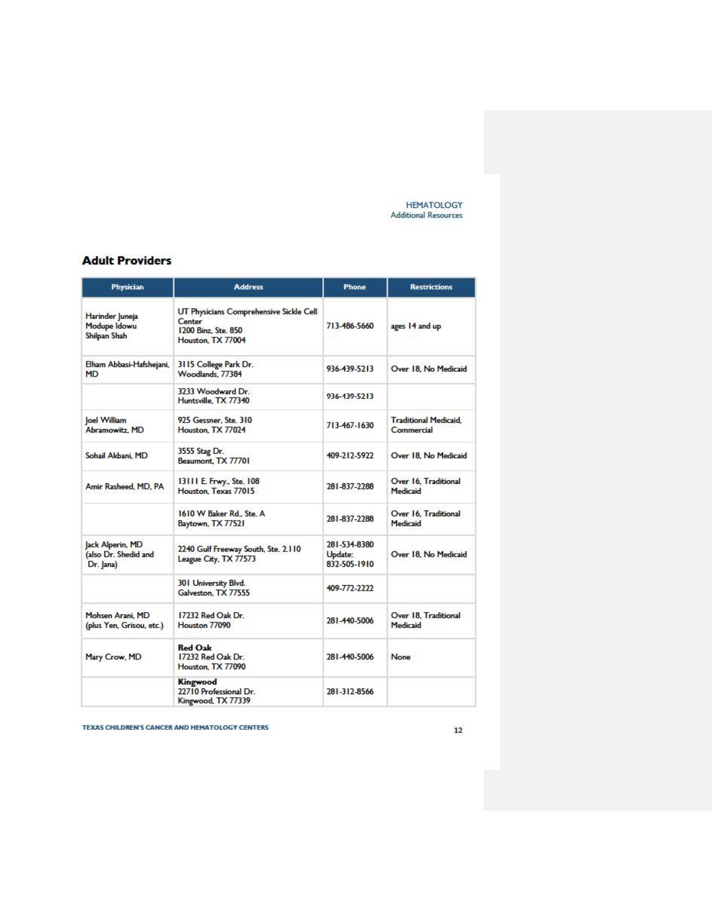## Adult Providers

| Physician | Address | Phone | Restrictions |
|---|---|---|---|
| Harinder Juneja<br>Modupe Idowu<br>Shilpan Shah | UT Physicians Comprehensive Sickle Cell Center<br>1200 Binz, Ste. 850<br>Houston, TX 77004 | 713-486-5660 | ages 14 and up |
| Elham Abbasi-Hafshejani, MD | 3115 College Park Dr.<br>Woodlands, 77384 | 936-439-5213 | Over 18, No Medicaid |
| | 3233 Woodward Dr.<br>Huntsville, TX 77340 | 936-439-5213 | |
| Joel William Abramowitz, MD | 925 Gessner, Ste. 310<br>Houston, TX 77024 | 713-467-1630 | Traditional Medicaid, Commercial |
| Sohail Akbani, MD | 3555 Stag Dr.<br>Beaumont, TX 77701 | 409-212-5922 | Over 18, No Medicaid |
| Amir Rasheed, MD, PA | 13111 E. Frwy., Ste. 108<br>Houston, Texas 77015 | 281-837-2288 | Over 16, Traditional Medicaid |
| | 1610 W Baker Rd., Ste. A<br>Baytown, TX 77521 | 281-837-2288 | Over 16, Traditional Medicaid |
| Jack Alperin, MD<br>(also Dr. Shedid and Dr. Jana) | 2240 Gulf Freeway South, Ste. 2.110<br>League City, TX 77573 | 281-534-8380<br>Update:<br>832-505-1910 | Over 18, No Medicaid |
| | 301 University Blvd.<br>Galveston, TX 77555 | 409-772-2222 | |
| Mohsen Arani, MD<br>(plus Yen, Grisou, etc.) | 17232 Red Oak Dr.<br>Houston 77090 | 281-440-5006 | Over 18, Traditional Medicaid |
| Mary Crow, MD | **Red Oak**<br>17232 Red Oak Dr.<br>Houston, TX 77090 | 281-440-5006 | None |
| | **Kingwood**<br>22710 Professional Dr.<br>Kingwood, TX 77339 | 281-312-8566 | |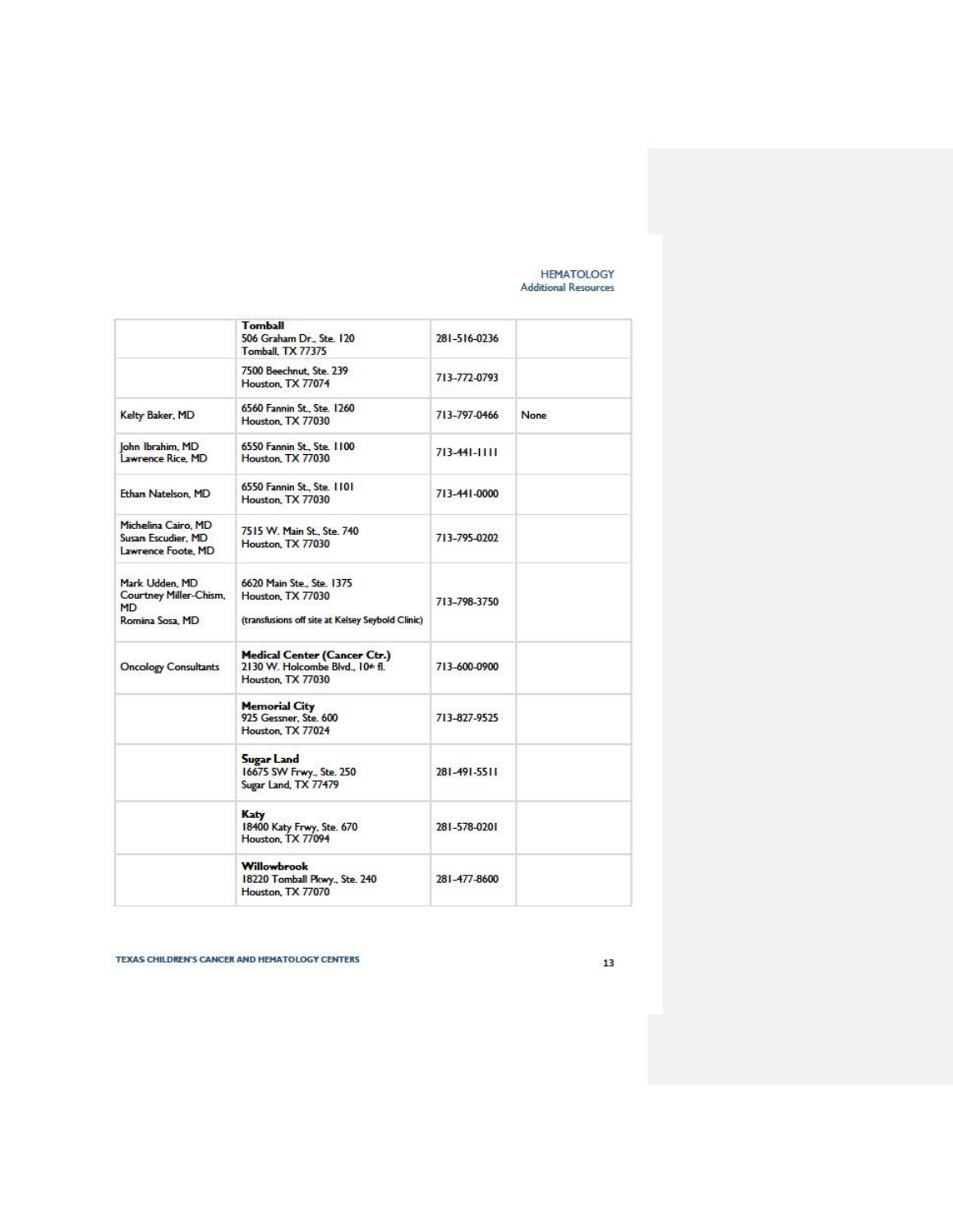| | | | |
|---|---|---|---|
| | **Tomball**<br>506 Graham Dr., Ste. 120<br>Tomball, TX 77375 | 281-516-0236 | |
| | 7500 Beechnut, Ste. 239<br>Houston, TX 77074 | 713-772-0793 | |
| Kelty Baker, MD | 6560 Fannin St., Ste. 1260<br>Houston, TX 77030 | 713-797-0466 | None |
| John Ibrahim, MD<br>Lawrence Rice, MD | 6550 Fannin St., Ste. 1100<br>Houston, TX 77030 | 713-441-1111 | |
| Ethan Natelson, MD | 6550 Fannin St., Ste. 1101<br>Houston, TX 77030 | 713-441-0000 | |
| Michelina Cairo, MD<br>Susan Escudier, MD<br>Lawrence Foote, MD | 7515 W. Main St., Ste. 740<br>Houston, TX 77030 | 713-795-0202 | |
| Mark Udden, MD<br>Courtney Miller-Chism, MD<br>Romina Sosa, MD | 6620 Main Ste., Ste. 1375<br>Houston, TX 77030<br><br>(transfusions off site at Kelsey Seybold Clinic) | 713-798-3750 | |
| Oncology Consultants | **Medical Center (Cancer Ctr.)**<br>2130 W. Holcombe Blvd., 10th fl.<br>Houston, TX 77030 | 713-600-0900 | |
| | **Memorial City**<br>925 Gessner, Ste. 600<br>Houston, TX 77024 | 713-827-9525 | |
| | **Sugar Land**<br>16675 SW Frwy., Ste. 250<br>Sugar Land, TX 77479 | 281-491-5511 | |
| | **Katy**<br>18400 Katy Frwy, Ste. 670<br>Houston, TX 77094 | 281-578-0201 | |
| | **Willowbrook**<br>18220 Tomball Pkwy., Ste. 240<br>Houston, TX 77070 | 281-477-8600 | |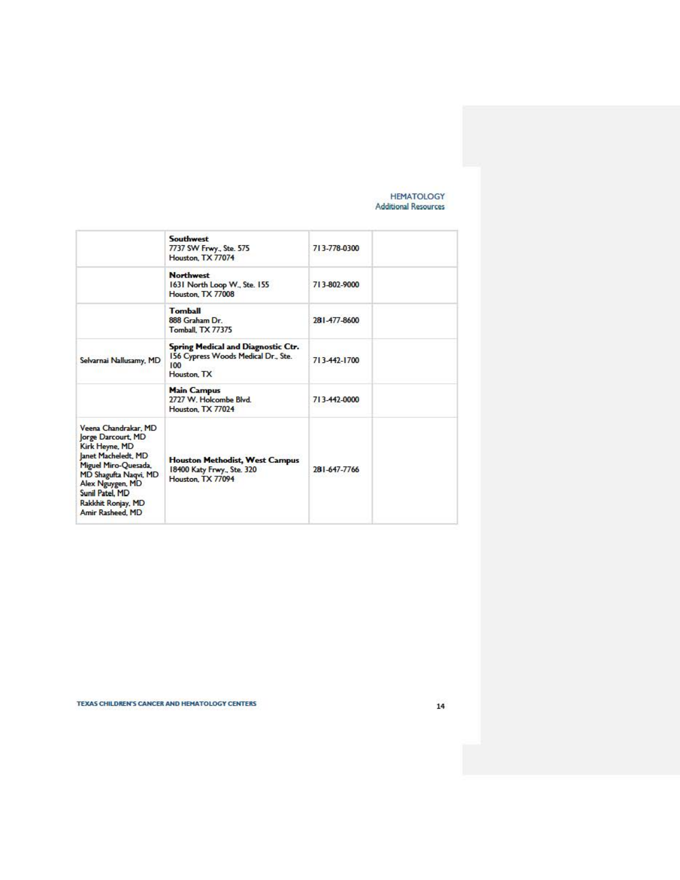| | | | |
|---|---|---|---|
| | **Southwest**<br>7737 SW Frwy., Ste. 575<br>Houston, TX 77074 | 713-778-0300 | |
| | **Northwest**<br>1631 North Loop W., Ste. 155<br>Houston, TX 77008 | 713-802-9000 | |
| | **Tomball**<br>888 Graham Dr.<br>Tomball, TX 77375 | 281-477-8600 | |
| Selvarnai Nallusamy, MD | **Spring Medical and Diagnostic Ctr.**<br>156 Cypress Woods Medical Dr., Ste. 100<br>Houston, TX | 713-442-1700 | |
| | **Main Campus**<br>2727 W. Holcombe Blvd.<br>Houston, TX 77024 | 713-442-0000 | |
| Veena Chandrakar, MD<br>Jorge Darcourt, MD<br>Kirk Heyne, MD<br>Janet Macheledt, MD<br>Miguel Miro-Quesada, MD Shagufta Naqvi, MD<br>Alex Nguygen, MD<br>Sunil Patel, MD<br>Rakkhit Ronjay, MD<br>Amir Rasheed, MD | **Houston Methodist, West Campus**<br>18400 Katy Frwy., Ste. 320<br>Houston, TX 77094 | 281-647-7766 | |